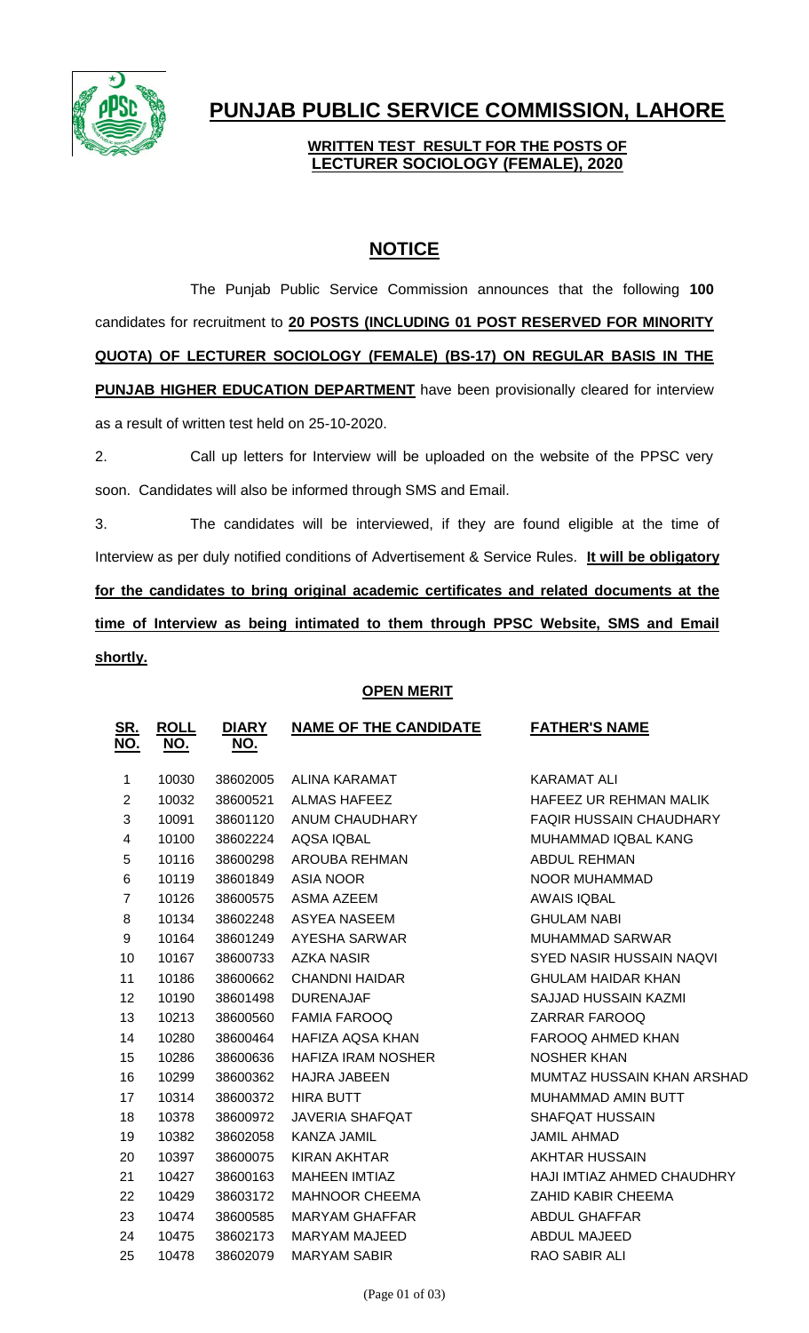# PUNJAB PUBLIC SERVICE COMMISSION, LAHORE

**WRITTEN TEST RESULT FOR THE POSTS OF LECTURER SOCIOLOGY (FEMALE), 2020**

## NOTICE

The Punjab Public Service Commission announces that the following **100** candidates for recruitment to **20 POSTS (INCLUDING 01 POST RESERVED FOR MINORITY QUOTA) OF LECTURER SOCIOLOGY (FEMALE) (BS-17) ON REGULAR BASIS IN THE PUNJAB HIGHER EDUCATION DEPARTMENT** have been provisionally cleared for interview as a result of written test held on 25-10-2020.

2. Call up letters for Interview will be uploaded on the website of the PPSC very soon. Candidates will also be informed through SMS and Email.

3. The candidates will be interviewed, if they are found eligible at the time of Interview as per duly notified conditions of Advertisement & Service Rules. **It will be obligatory for the candidates to bring original academic certificates and related documents at the time of Interview as being intimated to them through PPSC Website, SMS and Email shortly.**

**OPEN MERIT**

| SR. NO. | ROLL NO. | DIARY NO. | NAME OF THE CANDIDATE | FATHER'S NAME |
|---|---|---|---|---|
| 1 | 10030 | 38602005 | ALINA KARAMAT | KARAMAT ALI |
| 2 | 10032 | 38600521 | ALMAS HAFEEZ | HAFEEZ UR REHMAN MALIK |
| 3 | 10091 | 38601120 | ANUM CHAUDHARY | FAQIR HUSSAIN CHAUDHARY |
| 4 | 10100 | 38602224 | AQSA IQBAL | MUHAMMAD IQBAL KANG |
| 5 | 10116 | 38600298 | AROUBA REHMAN | ABDUL REHMAN |
| 6 | 10119 | 38601849 | ASIA NOOR | NOOR MUHAMMAD |
| 7 | 10126 | 38600575 | ASMA AZEEM | AWAIS IQBAL |
| 8 | 10134 | 38602248 | ASYEA NASEEM | GHULAM NABI |
| 9 | 10164 | 38601249 | AYESHA SARWAR | MUHAMMAD SARWAR |
| 10 | 10167 | 38600733 | AZKA NASIR | SYED NASIR HUSSAIN NAQVI |
| 11 | 10186 | 38600662 | CHANDNI HAIDAR | GHULAM HAIDAR KHAN |
| 12 | 10190 | 38601498 | DURENAJAF | SAJJAD HUSSAIN KAZMI |
| 13 | 10213 | 38600560 | FAMIA FAROOQ | ZARRAR FAROOQ |
| 14 | 10280 | 38600464 | HAFIZA AQSA KHAN | FAROOQ AHMED KHAN |
| 15 | 10286 | 38600636 | HAFIZA IRAM NOSHER | NOSHER KHAN |
| 16 | 10299 | 38600362 | HAJRA JABEEN | MUMTAZ HUSSAIN KHAN ARSHAD |
| 17 | 10314 | 38600372 | HIRA BUTT | MUHAMMAD AMIN BUTT |
| 18 | 10378 | 38600972 | JAVERIA SHAFQAT | SHAFQAT HUSSAIN |
| 19 | 10382 | 38602058 | KANZA JAMIL | JAMIL AHMAD |
| 20 | 10397 | 38600075 | KIRAN AKHTAR | AKHTAR HUSSAIN |
| 21 | 10427 | 38600163 | MAHEEN IMTIAZ | HAJI IMTIAZ AHMED CHAUDHRY |
| 22 | 10429 | 38603172 | MAHNOOR CHEEMA | ZAHID KABIR CHEEMA |
| 23 | 10474 | 38600585 | MARYAM GHAFFAR | ABDUL GHAFFAR |
| 24 | 10475 | 38602173 | MARYAM MAJEED | ABDUL MAJEED |
| 25 | 10478 | 38602079 | MARYAM SABIR | RAO SABIR ALI |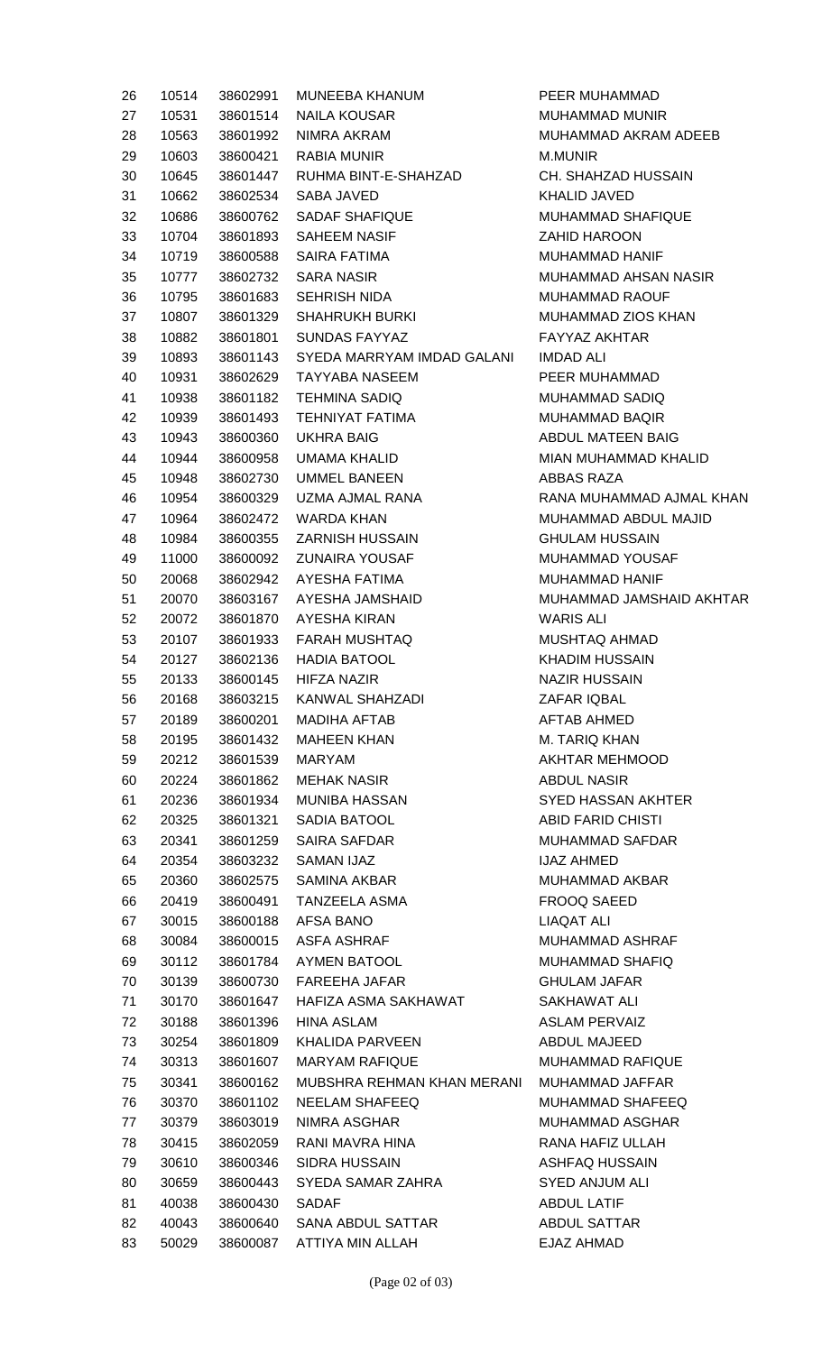| | | | | |
|---|---|---|---|---|
| 26 | 10514 | 38602991 | MUNEEBA KHANUM | PEER MUHAMMAD |
| 27 | 10531 | 38601514 | NAILA KOUSAR | MUHAMMAD MUNIR |
| 28 | 10563 | 38601992 | NIMRA AKRAM | MUHAMMAD AKRAM ADEEB |
| 29 | 10603 | 38600421 | RABIA MUNIR | M.MUNIR |
| 30 | 10645 | 38601447 | RUHMA BINT-E-SHAHZAD | CH. SHAHZAD HUSSAIN |
| 31 | 10662 | 38602534 | SABA JAVED | KHALID JAVED |
| 32 | 10686 | 38600762 | SADAF SHAFIQUE | MUHAMMAD SHAFIQUE |
| 33 | 10704 | 38601893 | SAHEEM NASIF | ZAHID HAROON |
| 34 | 10719 | 38600588 | SAIRA FATIMA | MUHAMMAD HANIF |
| 35 | 10777 | 38602732 | SARA NASIR | MUHAMMAD AHSAN NASIR |
| 36 | 10795 | 38601683 | SEHRISH NIDA | MUHAMMAD RAOUF |
| 37 | 10807 | 38601329 | SHAHRUKH BURKI | MUHAMMAD ZIOS KHAN |
| 38 | 10882 | 38601801 | SUNDAS FAYYAZ | FAYYAZ AKHTAR |
| 39 | 10893 | 38601143 | SYEDA MARRYAM IMDAD GALANI | IMDAD ALI |
| 40 | 10931 | 38602629 | TAYYABA NASEEM | PEER MUHAMMAD |
| 41 | 10938 | 38601182 | TEHMINA SADIQ | MUHAMMAD SADIQ |
| 42 | 10939 | 38601493 | TEHNIYAT FATIMA | MUHAMMAD BAQIR |
| 43 | 10943 | 38600360 | UKHRA BAIG | ABDUL MATEEN BAIG |
| 44 | 10944 | 38600958 | UMAMA KHALID | MIAN MUHAMMAD KHALID |
| 45 | 10948 | 38602730 | UMMEL BANEEN | ABBAS RAZA |
| 46 | 10954 | 38600329 | UZMA AJMAL RANA | RANA MUHAMMAD AJMAL KHAN |
| 47 | 10964 | 38602472 | WARDA KHAN | MUHAMMAD ABDUL MAJID |
| 48 | 10984 | 38600355 | ZARNISH HUSSAIN | GHULAM HUSSAIN |
| 49 | 11000 | 38600092 | ZUNAIRA YOUSAF | MUHAMMAD YOUSAF |
| 50 | 20068 | 38602942 | AYESHA FATIMA | MUHAMMAD HANIF |
| 51 | 20070 | 38603167 | AYESHA JAMSHAID | MUHAMMAD JAMSHAID AKHTAR |
| 52 | 20072 | 38601870 | AYESHA KIRAN | WARIS ALI |
| 53 | 20107 | 38601933 | FARAH MUSHTAQ | MUSHTAQ AHMAD |
| 54 | 20127 | 38602136 | HADIA BATOOL | KHADIM HUSSAIN |
| 55 | 20133 | 38600145 | HIFZA NAZIR | NAZIR HUSSAIN |
| 56 | 20168 | 38603215 | KANWAL SHAHZADI | ZAFAR IQBAL |
| 57 | 20189 | 38600201 | MADIHA AFTAB | AFTAB AHMED |
| 58 | 20195 | 38601432 | MAHEEN KHAN | M. TARIQ KHAN |
| 59 | 20212 | 38601539 | MARYAM | AKHTAR MEHMOOD |
| 60 | 20224 | 38601862 | MEHAK NASIR | ABDUL NASIR |
| 61 | 20236 | 38601934 | MUNIBA HASSAN | SYED HASSAN AKHTER |
| 62 | 20325 | 38601321 | SADIA BATOOL | ABID FARID CHISTI |
| 63 | 20341 | 38601259 | SAIRA SAFDAR | MUHAMMAD SAFDAR |
| 64 | 20354 | 38603232 | SAMAN IJAZ | IJAZ AHMED |
| 65 | 20360 | 38602575 | SAMINA AKBAR | MUHAMMAD AKBAR |
| 66 | 20419 | 38600491 | TANZEELA ASMA | FROOQ SAEED |
| 67 | 30015 | 38600188 | AFSA BANO | LIAQAT ALI |
| 68 | 30084 | 38600015 | ASFA ASHRAF | MUHAMMAD ASHRAF |
| 69 | 30112 | 38601784 | AYMEN BATOOL | MUHAMMAD SHAFIQ |
| 70 | 30139 | 38600730 | FAREEHA JAFAR | GHULAM JAFAR |
| 71 | 30170 | 38601647 | HAFIZA ASMA SAKHAWAT | SAKHAWAT ALI |
| 72 | 30188 | 38601396 | HINA ASLAM | ASLAM PERVAIZ |
| 73 | 30254 | 38601809 | KHALIDA PARVEEN | ABDUL MAJEED |
| 74 | 30313 | 38601607 | MARYAM RAFIQUE | MUHAMMAD RAFIQUE |
| 75 | 30341 | 38600162 | MUBSHRA REHMAN KHAN MERANI | MUHAMMAD JAFFAR |
| 76 | 30370 | 38601102 | NEELAM SHAFEEQ | MUHAMMAD SHAFEEQ |
| 77 | 30379 | 38603019 | NIMRA ASGHAR | MUHAMMAD ASGHAR |
| 78 | 30415 | 38602059 | RANI MAVRA HINA | RANA HAFIZ ULLAH |
| 79 | 30610 | 38600346 | SIDRA HUSSAIN | ASHFAQ HUSSAIN |
| 80 | 30659 | 38600443 | SYEDA SAMAR ZAHRA | SYED ANJUM ALI |
| 81 | 40038 | 38600430 | SADAF | ABDUL LATIF |
| 82 | 40043 | 38600640 | SANA ABDUL SATTAR | ABDUL SATTAR |
| 83 | 50029 | 38600087 | ATTIYA MIN ALLAH | EJAZ AHMAD |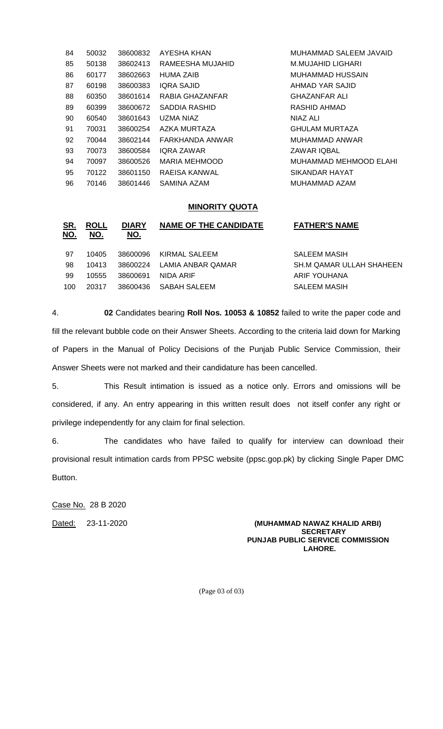| | | | | |
|---|---|---|---|---|
| 84 | 50032 | 38600832 | AYESHA KHAN | MUHAMMAD SALEEM JAVAID |
| 85 | 50138 | 38602413 | RAMEESHA MUJAHID | M.MUJAHID LIGHARI |
| 86 | 60177 | 38602663 | HUMA ZAIB | MUHAMMAD HUSSAIN |
| 87 | 60198 | 38600383 | IQRA SAJID | AHMAD YAR SAJID |
| 88 | 60350 | 38601614 | RABIA GHAZANFAR | GHAZANFAR ALI |
| 89 | 60399 | 38600672 | SADDIA RASHID | RASHID AHMAD |
| 90 | 60540 | 38601643 | UZMA NIAZ | NIAZ ALI |
| 91 | 70031 | 38600254 | AZKA MURTAZA | GHULAM MURTAZA |
| 92 | 70044 | 38602144 | FARKHANDA ANWAR | MUHAMMAD ANWAR |
| 93 | 70073 | 38600584 | IQRA ZAWAR | ZAWAR IQBAL |
| 94 | 70097 | 38600526 | MARIA MEHMOOD | MUHAMMAD MEHMOOD ELAHI |
| 95 | 70122 | 38601150 | RAEISA KANWAL | SIKANDAR HAYAT |
| 96 | 70146 | 38601446 | SAMINA AZAM | MUHAMMAD AZAM |

**MINORITY QUOTA**

| SR. NO. | ROLL NO. | DIARY NO. | NAME OF THE CANDIDATE | FATHER'S NAME |
|---|---|---|---|---|
| 97 | 10405 | 38600096 | KIRMAL SALEEM | SALEEM MASIH |
| 98 | 10413 | 38600224 | LAMIA ANBAR QAMAR | SH.M QAMAR ULLAH SHAHEEN |
| 99 | 10555 | 38600691 | NIDA ARIF | ARIF YOUHANA |
| 100 | 20317 | 38600436 | SABAH SALEEM | SALEEM MASIH |

4. **02** Candidates bearing **Roll Nos. 10053 & 10852** failed to write the paper code and fill the relevant bubble code on their Answer Sheets. According to the criteria laid down for Marking of Papers in the Manual of Policy Decisions of the Punjab Public Service Commission, their Answer Sheets were not marked and their candidature has been cancelled.

5. This Result intimation is issued as a notice only. Errors and omissions will be considered, if any. An entry appearing in this written result does not itself confer any right or privilege independently for any claim for final selection.

6. The candidates who have failed to qualify for interview can download their provisional result intimation cards from PPSC website (ppsc.gop.pk) by clicking Single Paper DMC Button.

Case No. 28 B 2020

Dated: 23-11-2020

**(MUHAMMAD NAWAZ KHALID ARBI)**
**SECRETARY**
**PUNJAB PUBLIC SERVICE COMMISSION**
**LAHORE.**